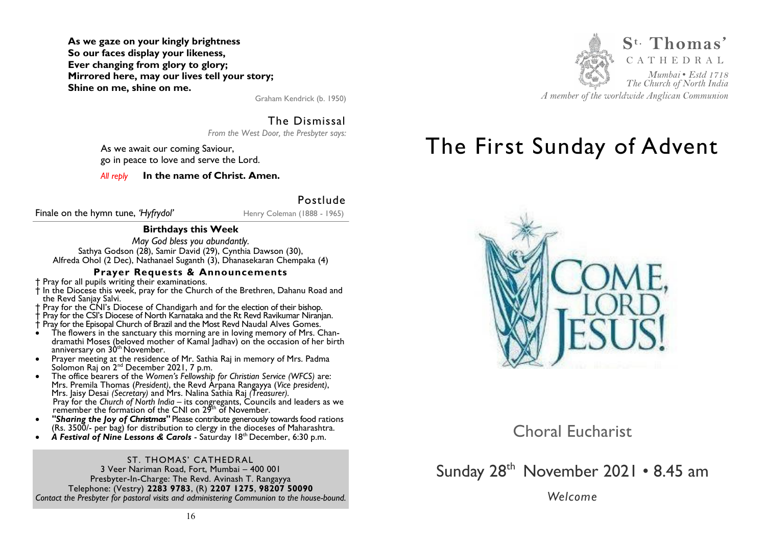**As we gaze on your kingly brightness**
**So our faces display your likeness,**
**Ever changing from glory to glory;**
**Mirrored here, may our lives tell your story;**
**Shine on me, shine on me.**

Graham Kendrick (b. 1950)

## The Dismissal

*From the West Door, the Presbyter says:*

As we await our coming Saviour,
go in peace to love and serve the Lord.

*All reply* **In the name of Christ. Amen.**

## Postlude

Finale on the hymn tune, *'Hyfrydol'* — Henry Coleman (1888 - 1965)

### Birthdays this Week

*May God bless you abundantly.*

Sathya Godson (28), Samir David (29), Cynthia Dawson (30), Alfreda Ohol (2 Dec), Nathanael Suganth (3), Dhanasekaran Chempaka (4)

### Prayer Requests & Announcements

† Pray for all pupils writing their examinations.
† In the Diocese this week, pray for the Church of the Brethren, Dahanu Road and the Revd Sanjay Salvi.
† Pray for the CNI's Diocese of Chandigarh and for the election of their bishop.
† Pray for the CSI's Diocese of North Karnataka and the Rt Revd Ravikumar Niranjan.
† Pray for the Episopal Church of Brazil and the Most Revd Naudal Alves Gomes.

- The flowers in the sanctuary this morning are in loving memory of Mrs. Chandramathi Moses (beloved mother of Kamal Jadhav) on the occasion of her birth anniversary on 30th November.
- Prayer meeting at the residence of Mr. Sathia Raj in memory of Mrs. Padma Solomon Raj on 2nd December 2021, 7 p.m.
- The office bearers of the *Women's Fellowship for Christian Service (WFCS)* are: Mrs. Premila Thomas (*President*), the Revd Arpana Rangayya (*Vice president*), Mrs. Jaisy Desai *(Secretary)* and Mrs. Nalina Sathia Raj *(Treasurer)*.
  Pray for the *Church of North India* – its congregants, Councils and leaders as we remember the formation of the CNI on 29th of November.
- ***"Sharing the Joy of Christmas"*** Please contribute generously towards food rations (Rs. 3500/- per bag) for distribution to clergy in the dioceses of Maharashtra.
- ***A Festival of Nine Lessons & Carols*** - Saturday 18th December, 6:30 p.m.

ST. THOMAS' CATHEDRAL
3 Veer Nariman Road, Fort, Mumbai – 400 001
Presbyter-In-Charge: The Revd. Avinash T. Rangayya
Telephone: (Vestry) **2283 9783**, (R) **2207 1275**, **98207 50090**
*Contact the Presbyter for pastoral visits and administering Communion to the house-bound.*

**St. Thomas'**
CATHEDRAL
*Mumbai • Estd 1718*
*The Church of North India*
*A member of the worldwide Anglican Communion*

# The First Sunday of Advent

COME, LORD JESUS!

## Choral Eucharist

## Sunday 28th November 2021 • 8.45 am

*Welcome*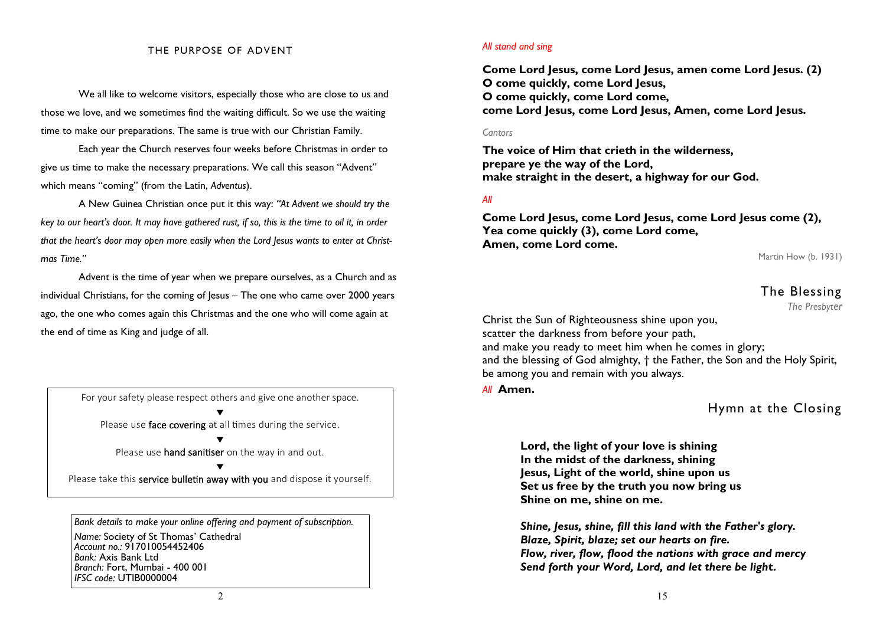## THE PURPOSE OF ADVENT

We all like to welcome visitors, especially those who are close to us and those we love, and we sometimes find the waiting difficult. So we use the waiting time to make our preparations. The same is true with our Christian Family.

Each year the Church reserves four weeks before Christmas in order to give us time to make the necessary preparations. We call this season "Advent" which means "coming" (from the Latin, *Adventus*).

A New Guinea Christian once put it this way: *"At Advent we should try the key to our heart's door. It may have gathered rust, if so, this is the time to oil it, in order that the heart's door may open more easily when the Lord Jesus wants to enter at Christmas Time."*

Advent is the time of year when we prepare ourselves, as a Church and as individual Christians, for the coming of Jesus – The one who came over 2000 years ago, the one who comes again this Christmas and the one who will come again at the end of time as King and judge of all.

For your safety please respect others and give one another space.

▼

Please use **face covering** at all times during the service.

▼

Please use **hand sanitiser** on the way in and out.

▼

Please take this **service bulletin away with you** and dispose it yourself.

*Bank details to make your online offering and payment of subscription.*
*Name:* Society of St Thomas' Cathedral
*Account no.:* 917010054452406
*Bank:* Axis Bank Ltd
*Branch:* Fort, Mumbai - 400 001
*IFSC code:* UTIB0000004

*All stand and sing*

**Come Lord Jesus, come Lord Jesus, amen come Lord Jesus. (2)**
**O come quickly, come Lord Jesus,**
**O come quickly, come Lord come,**
**come Lord Jesus, come Lord Jesus, Amen, come Lord Jesus.**

*Cantors*

**The voice of Him that crieth in the wilderness,**
**prepare ye the way of the Lord,**
**make straight in the desert, a highway for our God.**

*All*

**Come Lord Jesus, come Lord Jesus, come Lord Jesus come (2),**
**Yea come quickly (3), come Lord come,**
**Amen, come Lord come.**

Martin How (b. 1931)

## The Blessing

*The Presbyter*

Christ the Sun of Righteousness shine upon you,
scatter the darkness from before your path,
and make you ready to meet him when he comes in glory;
and the blessing of God almighty, † the Father, the Son and the Holy Spirit,
be among you and remain with you always.

*All* **Amen.**

## Hymn at the Closing

**Lord, the light of your love is shining**
**In the midst of the darkness, shining**
**Jesus, Light of the world, shine upon us**
**Set us free by the truth you now bring us**
**Shine on me, shine on me.**

***Shine, Jesus, shine, fill this land with the Father's glory.***
***Blaze, Spirit, blaze; set our hearts on fire.***
***Flow, river, flow, flood the nations with grace and mercy***
***Send forth your Word, Lord, and let there be light.***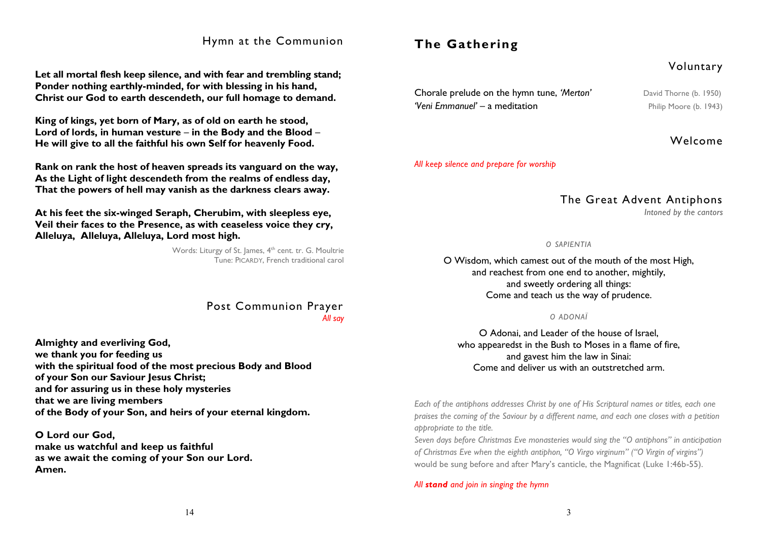## Hymn at the Communion

**Let all mortal flesh keep silence, and with fear and trembling stand;**
**Ponder nothing earthly-minded, for with blessing in his hand,**
**Christ our God to earth descendeth, our full homage to demand.**

**King of kings, yet born of Mary, as of old on earth he stood,**
**Lord of lords, in human vesture – in the Body and the Blood –**
**He will give to all the faithful his own Self for heavenly Food.**

**Rank on rank the host of heaven spreads its vanguard on the way,**
**As the Light of light descendeth from the realms of endless day,**
**That the powers of hell may vanish as the darkness clears away.**

**At his feet the six-winged Seraph, Cherubim, with sleepless eye,**
**Veil their faces to the Presence, as with ceaseless voice they cry,**
**Alleluya, Alleluya, Alleluya, Lord most high.**

Words: Liturgy of St. James, 4th cent. tr. G. Moultrie
Tune: PICARDY, French traditional carol

## Post Communion Prayer

*All say*

**Almighty and everliving God,**
**we thank you for feeding us**
**with the spiritual food of the most precious Body and Blood**
**of your Son our Saviour Jesus Christ;**
**and for assuring us in these holy mysteries**
**that we are living members**
**of the Body of your Son, and heirs of your eternal kingdom.**

**O Lord our God,**
**make us watchful and keep us faithful**
**as we await the coming of your Son our Lord.**
**Amen.**

# The Gathering

## Voluntary

Chorale prelude on the hymn tune, *'Merton'* — David Thorne (b. 1950)
*'Veni Emmanuel'* – a meditation — Philip Moore (b. 1943)

## Welcome

*All keep silence and prepare for worship*

## The Great Advent Antiphons

*Intoned by the cantors*

*O SAPIENTIA*

O Wisdom, which camest out of the mouth of the most High,
and reachest from one end to another, mightily,
and sweetly ordering all things:
Come and teach us the way of prudence.

*O ADONAÏ*

O Adonai, and Leader of the house of Israel,
who appearedst in the Bush to Moses in a flame of fire,
and gavest him the law in Sinai:
Come and deliver us with an outstretched arm.

*Each of the antiphons addresses Christ by one of His Scriptural names or titles, each one praises the coming of the Saviour by a different name, and each one closes with a petition appropriate to the title.*
*Seven days before Christmas Eve monasteries would sing the "O antiphons" in anticipation of Christmas Eve when the eighth antiphon, "O Virgo virginum" ("O Virgin of virgins")* would be sung before and after Mary's canticle, the Magnificat (Luke 1:46b-55).

*All **stand** and join in singing the hymn*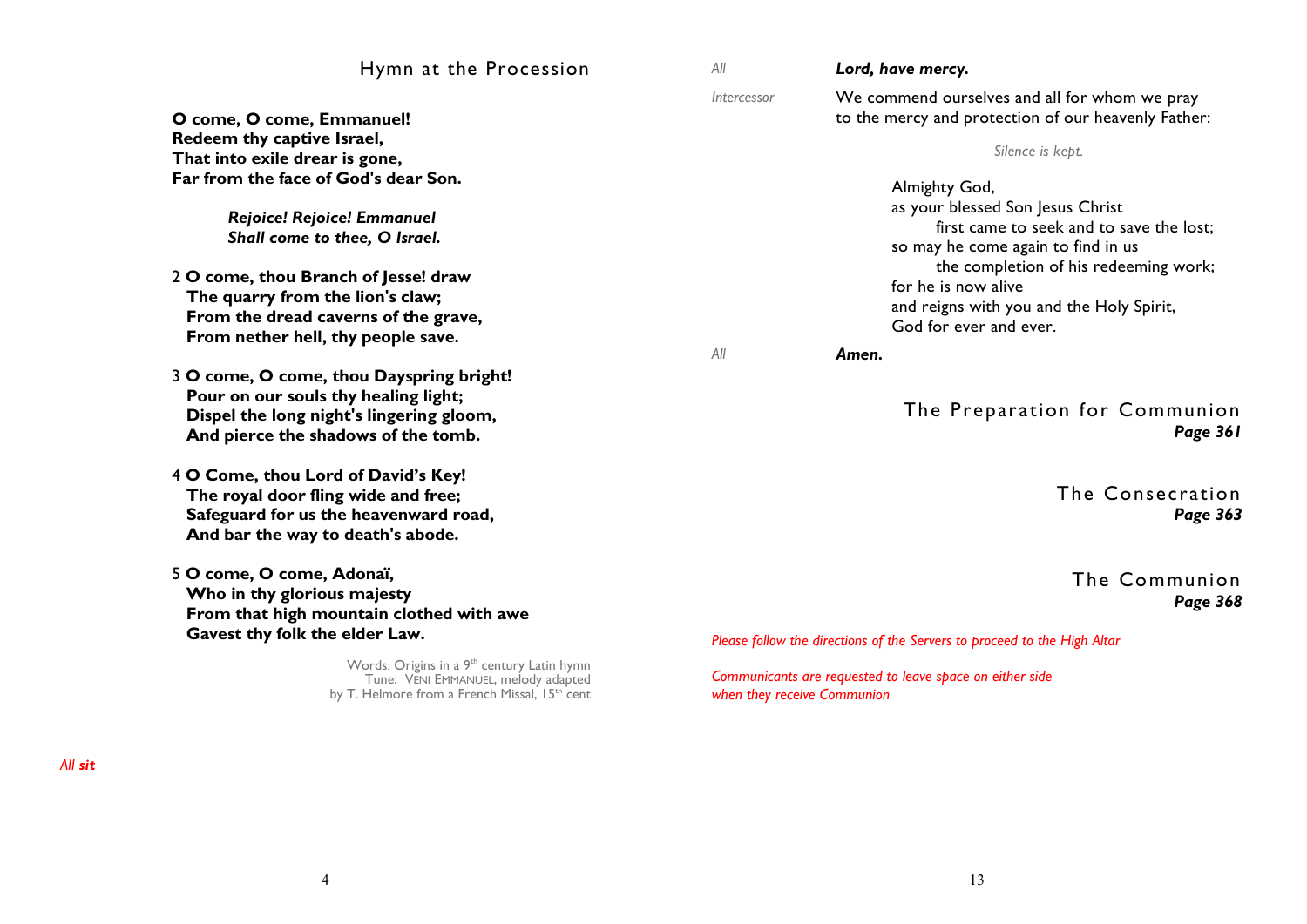## Hymn at the Procession

**O come, O come, Emmanuel!**
**Redeem thy captive Israel,**
**That into exile drear is gone,**
**Far from the face of God's dear Son.**

***Rejoice! Rejoice! Emmanuel***
***Shall come to thee, O Israel.***

2 **O come, thou Branch of Jesse! draw**
**The quarry from the lion's claw;**
**From the dread caverns of the grave,**
**From nether hell, thy people save.**

3 **O come, O come, thou Dayspring bright!**
**Pour on our souls thy healing light;**
**Dispel the long night's lingering gloom,**
**And pierce the shadows of the tomb.**

4 **O Come, thou Lord of David's Key!**
**The royal door fling wide and free;**
**Safeguard for us the heavenward road,**
**And bar the way to death's abode.**

5 **O come, O come, Adonaï,**
**Who in thy glorious majesty**
**From that high mountain clothed with awe**
**Gavest thy folk the elder Law.**

Words: Origins in a 9th century Latin hymn
Tune: VENI EMMANUEL, melody adapted
by T. Helmore from a French Missal, 15th cent

*All* ***sit***

*All* ***Lord, have mercy.***

*Intercessor* We commend ourselves and all for whom we pray
to the mercy and protection of our heavenly Father:

*Silence is kept.*

Almighty God,
as your blessed Son Jesus Christ
first came to seek and to save the lost;
so may he come again to find in us
the completion of his redeeming work;
for he is now alive
and reigns with you and the Holy Spirit,
God for ever and ever.

*All* ***Amen.***

## The Preparation for Communion
***Page 361***

## The Consecration
***Page 363***

## The Communion
***Page 368***

*Please follow the directions of the Servers to proceed to the High Altar*

*Communicants are requested to leave space on either side*
*when they receive Communion*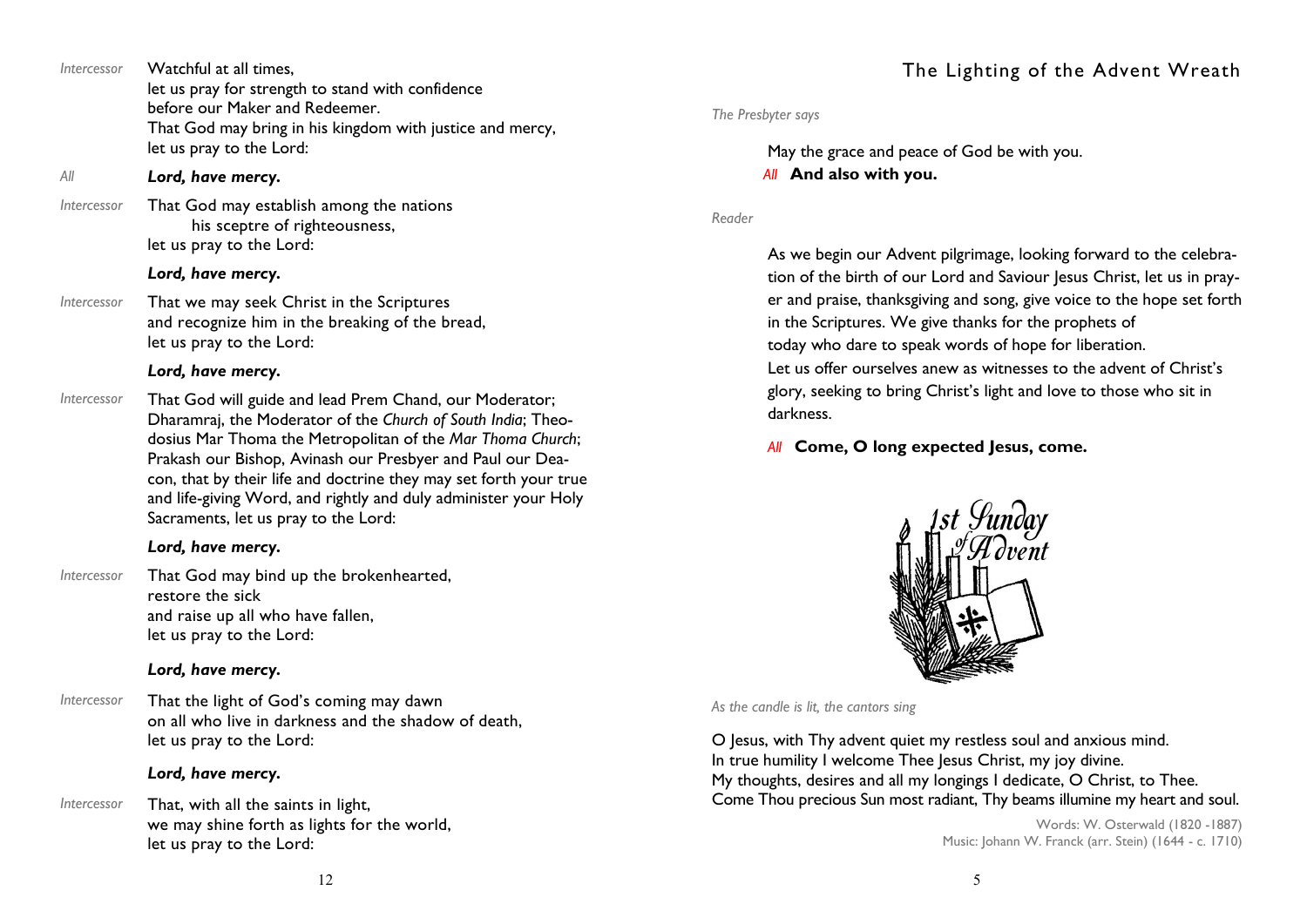*Intercessor* Watchful at all times,
let us pray for strength to stand with confidence
before our Maker and Redeemer.
That God may bring in his kingdom with justice and mercy,
let us pray to the Lord:

*All* ***Lord, have mercy.***

*Intercessor* That God may establish among the nations
his sceptre of righteousness,
let us pray to the Lord:

***Lord, have mercy.***

*Intercessor* That we may seek Christ in the Scriptures
and recognize him in the breaking of the bread,
let us pray to the Lord:

***Lord, have mercy.***

*Intercessor* That God will guide and lead Prem Chand, our Moderator; Dharamraj, the Moderator of the *Church of South India*; Theodosius Mar Thoma the Metropolitan of the *Mar Thoma Church*; Prakash our Bishop, Avinash our Presbyer and Paul our Deacon, that by their life and doctrine they may set forth your true and life-giving Word, and rightly and duly administer your Holy Sacraments, let us pray to the Lord:

***Lord, have mercy.***

*Intercessor* That God may bind up the brokenhearted,
restore the sick
and raise up all who have fallen,
let us pray to the Lord:

***Lord, have mercy.***

*Intercessor* That the light of God's coming may dawn
on all who live in darkness and the shadow of death,
let us pray to the Lord:

***Lord, have mercy.***

*Intercessor* That, with all the saints in light,
we may shine forth as lights for the world,
let us pray to the Lord:

## The Lighting of the Advent Wreath

*The Presbyter says*

May the grace and peace of God be with you.

*All* **And also with you.**

*Reader*

As we begin our Advent pilgrimage, looking forward to the celebration of the birth of our Lord and Saviour Jesus Christ, let us in prayer and praise, thanksgiving and song, give voice to the hope set forth in the Scriptures. We give thanks for the prophets of today who dare to speak words of hope for liberation.
Let us offer ourselves anew as witnesses to the advent of Christ's glory, seeking to bring Christ's light and love to those who sit in darkness.

*All* **Come, O long expected Jesus, come.**

*As the candle is lit, the cantors sing*

O Jesus, with Thy advent quiet my restless soul and anxious mind.
In true humility I welcome Thee Jesus Christ, my joy divine.
My thoughts, desires and all my longings I dedicate, O Christ, to Thee.
Come Thou precious Sun most radiant, Thy beams illumine my heart and soul.

Words: W. Osterwald (1820 -1887)
Music: Johann W. Franck (arr. Stein) (1644 - c. 1710)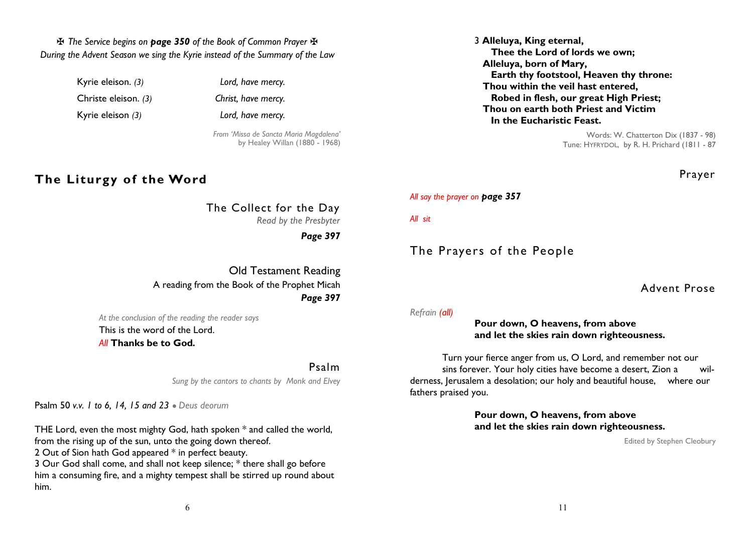✠ *The Service begins on* ***page 350*** *of the Book of Common Prayer* ✠
*During the Advent Season we sing the Kyrie instead of the Summary of the Law*

| | |
|---|---|
| Kyrie eleison. *(3)* | *Lord, have mercy.* |
| Christe eleison. *(3)* | *Christ, have mercy.* |
| Kyrie eleison *(3)* | *Lord, have mercy.* |

*From 'Missa de Sancta Maria Magdalena'*
by Healey Willan (1880 - 1968)

## The Liturgy of the Word

### The Collect for the Day

*Read by the Presbyter*

***Page 397***

### Old Testament Reading

A reading from the Book of the Prophet Micah

***Page 397***

*At the conclusion of the reading the reader says*
This is the word of the Lord.
*All* **Thanks be to God.**

### Psalm

*Sung by the cantors to chants by Monk and Elvey*

Psalm 50 *v.v. 1 to 6, 14, 15 and 23* • *Deus deorum*

THE Lord, even the most mighty God, hath spoken * and called the world, from the rising up of the sun, unto the going down thereof.
2 Out of Sion hath God appeared * in perfect beauty.
3 Our God shall come, and shall not keep silence; * there shall go before him a consuming fire, and a mighty tempest shall be stirred up round about him.

3 **Alleluya, King eternal,**
**Thee the Lord of lords we own;**
**Alleluya, born of Mary,**
**Earth thy footstool, Heaven thy throne:**
**Thou within the veil hast entered,**
**Robed in flesh, our great High Priest;**
**Thou on earth both Priest and Victim**
**In the Eucharistic Feast.**

Words: W. Chatterton Dix (1837 - 98)
Tune: HYFRYDOL, by R. H. Prichard (1811 - 87

### Prayer

*All say the prayer on* ***page 357***

*All sit*

## The Prayers of the People

### Advent Prose

*Refrain (all)*

**Pour down, O heavens, from above**
**and let the skies rain down righteousness.**

Turn your fierce anger from us, O Lord, and remember not our sins forever. Your holy cities have become a desert, Zion a wilderness, Jerusalem a desolation; our holy and beautiful house, where our fathers praised you.

**Pour down, O heavens, from above**
**and let the skies rain down righteousness.**

Edited by Stephen Cleobury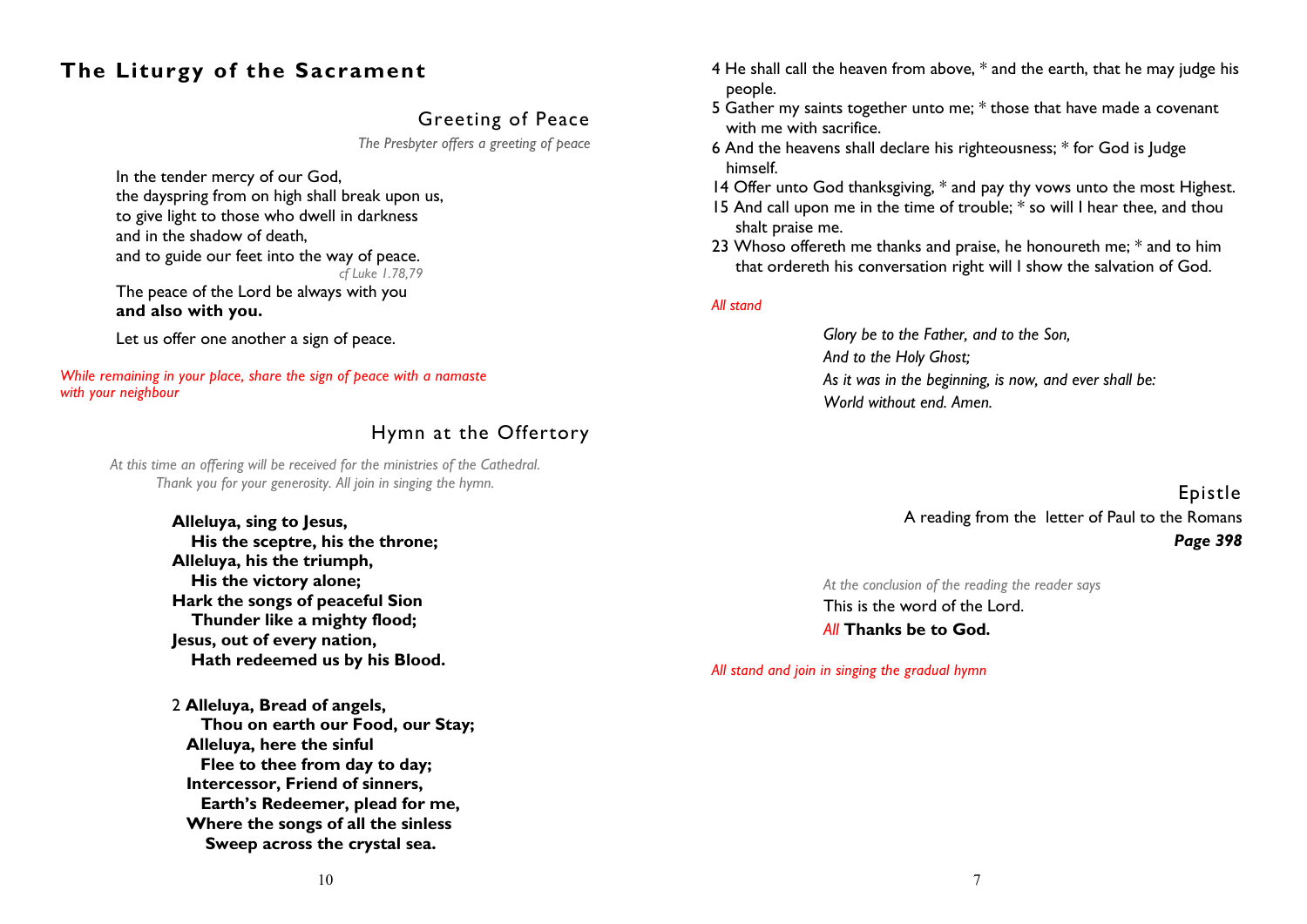# The Liturgy of the Sacrament

## Greeting of Peace

*The Presbyter offers a greeting of peace*

In the tender mercy of our God,
the dayspring from on high shall break upon us,
to give light to those who dwell in darkness
and in the shadow of death,
and to guide our feet into the way of peace.
*cf Luke 1.78,79*

The peace of the Lord be always with you
**and also with you.**

Let us offer one another a sign of peace.

*While remaining in your place, share the sign of peace with a namaste with your neighbour*

## Hymn at the Offertory

*At this time an offering will be received for the ministries of the Cathedral. Thank you for your generosity. All join in singing the hymn.*

**Alleluya, sing to Jesus,**
**His the sceptre, his the throne;**
**Alleluya, his the triumph,**
**His the victory alone;**
**Hark the songs of peaceful Sion**
**Thunder like a mighty flood;**
**Jesus, out of every nation,**
**Hath redeemed us by his Blood.**

2 **Alleluya, Bread of angels,**
**Thou on earth our Food, our Stay;**
**Alleluya, here the sinful**
**Flee to thee from day to day;**
**Intercessor, Friend of sinners,**
**Earth's Redeemer, plead for me,**
**Where the songs of all the sinless**
**Sweep across the crystal sea.**

4 He shall call the heaven from above, * and the earth, that he may judge his people.
5 Gather my saints together unto me; * those that have made a covenant with me with sacrifice.
6 And the heavens shall declare his righteousness; * for God is Judge himself.
14 Offer unto God thanksgiving, * and pay thy vows unto the most Highest.
15 And call upon me in the time of trouble; * so will I hear thee, and thou shalt praise me.
23 Whoso offereth me thanks and praise, he honoureth me; * and to him that ordereth his conversation right will I show the salvation of God.

*All stand*

*Glory be to the Father, and to the Son,*
*And to the Holy Ghost;*
*As it was in the beginning, is now, and ever shall be:*
*World without end. Amen.*

## Epistle

A reading from the letter of Paul to the Romans
***Page 398***

*At the conclusion of the reading the reader says*

This is the word of the Lord.
*All* **Thanks be to God.**

*All stand and join in singing the gradual hymn*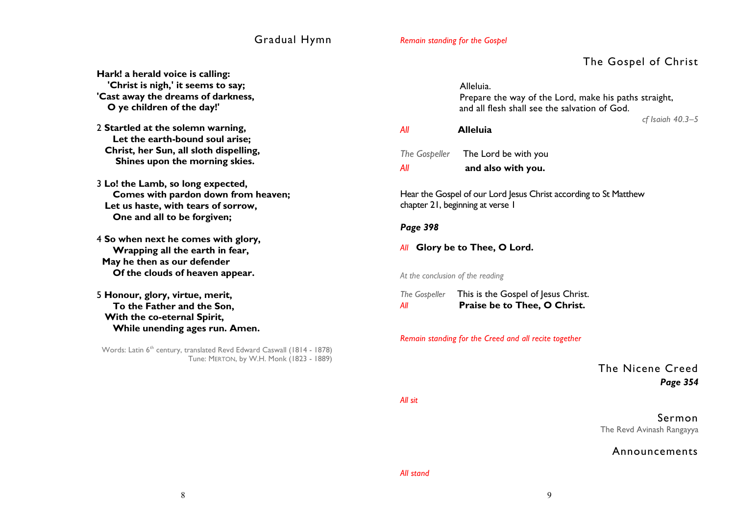## Gradual Hymn

**Hark! a herald voice is calling:**
**'Christ is nigh,' it seems to say;**
**'Cast away the dreams of darkness,**
**O ye children of the day!'**

2 **Startled at the solemn warning,**
**Let the earth-bound soul arise;**
**Christ, her Sun, all sloth dispelling,**
**Shines upon the morning skies.**

3 **Lo! the Lamb, so long expected,**
**Comes with pardon down from heaven;**
**Let us haste, with tears of sorrow,**
**One and all to be forgiven;**

4 **So when next he comes with glory,**
**Wrapping all the earth in fear,**
**May he then as our defender**
**Of the clouds of heaven appear.**

5 **Honour, glory, virtue, merit,**
**To the Father and the Son,**
**With the co-eternal Spirit,**
**While unending ages run. Amen.**

Words: Latin 6th century, translated Revd Edward Caswall (1814 - 1878)
Tune: MERTON, by W.H. Monk (1823 - 1889)

*Remain standing for the Gospel*

## The Gospel of Christ

Alleluia.
Prepare the way of the Lord, make his paths straight,
and all flesh shall see the salvation of God.

*cf Isaiah 40.3–5*

*All* **Alleluia**

*The Gospeller* The Lord be with you
*All* **and also with you.**

Hear the Gospel of our Lord Jesus Christ according to St Matthew chapter 21, beginning at verse 1

***Page 398***

*All* **Glory be to Thee, O Lord.**

*At the conclusion of the reading*

*The Gospeller* This is the Gospel of Jesus Christ.
*All* **Praise be to Thee, O Christ.**

*Remain standing for the Creed and all recite together*

## The Nicene Creed

***Page 354***

*All sit*

## Sermon

The Revd Avinash Rangayya

## Announcements

*All stand*